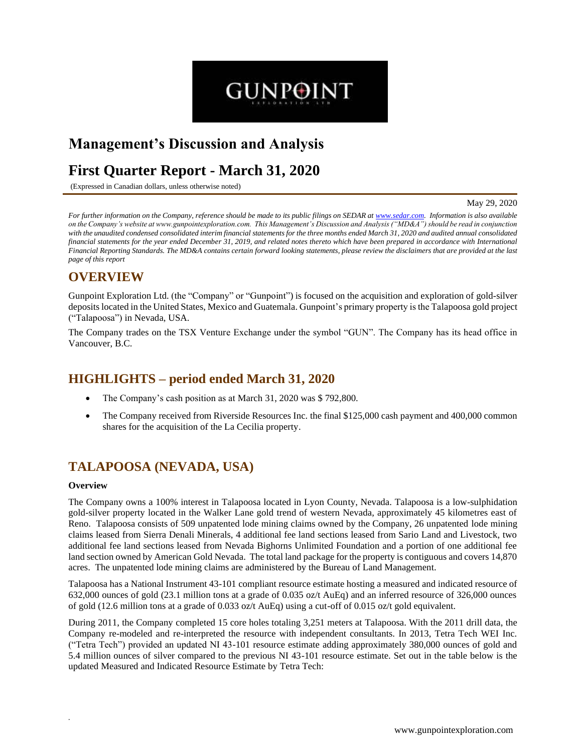# Management's Discussion and Analysis

# First Quarter Report - March 31, 2020

(Expressed in Canadian dollars, unless otherwise noted)

May 29, 2020

*For further information on the Company, reference should be made to its public filings on SEDAR at www.sedar.com. Information is also available on the Company's website at www.gunpointexploration.com. This Management's Discussion and Analysis ("MD&A") should be read in conjunction with the unaudited condensed consolidated interim financial statements for the three months ended March 31, 2020 and audited annual consolidated financial statements for the year ended December 31, 2019, and related notes thereto which have been prepared in accordance with International Financial Reporting Standards. The MD&A contains certain forward looking statements, please review the disclaimers that are provided at the last page of this report*

## OVERVIEW

Gunpoint Exploration Ltd. (the "Company" or "Gunpoint") is focused on the acquisition and exploration of gold-silver deposits located in the United States, Mexico and Guatemala. Gunpoint's primary property is the Talapoosa gold project ("Talapoosa") in Nevada, USA.

The Company trades on the TSX Venture Exchange under the symbol "GUN". The Company has its head office in Vancouver, B.C.

## HIGHLIGHTS – period ended March 31, 2020

- The Company's cash position as at March 31, 2020 was $ 792,800.
- The Company received from Riverside Resources Inc. the final $125,000 cash payment and 400,000 common shares for the acquisition of the La Cecilia property.

## TALAPOOSA (NEVADA, USA)

### Overview

The Company owns a 100% interest in Talapoosa located in Lyon County, Nevada. Talapoosa is a low-sulphidation gold-silver property located in the Walker Lane gold trend of western Nevada, approximately 45 kilometres east of Reno. Talapoosa consists of 509 unpatented lode mining claims owned by the Company, 26 unpatented lode mining claims leased from Sierra Denali Minerals, 4 additional fee land sections leased from Sario Land and Livestock, two additional fee land sections leased from Nevada Bighorns Unlimited Foundation and a portion of one additional fee land section owned by American Gold Nevada. The total land package for the property is contiguous and covers 14,870 acres. The unpatented lode mining claims are administered by the Bureau of Land Management.

Talapoosa has a National Instrument 43-101 compliant resource estimate hosting a measured and indicated resource of 632,000 ounces of gold (23.1 million tons at a grade of 0.035 oz/t AuEq) and an inferred resource of 326,000 ounces of gold (12.6 million tons at a grade of 0.033 oz/t AuEq) using a cut-off of 0.015 oz/t gold equivalent.

During 2011, the Company completed 15 core holes totaling 3,251 meters at Talapoosa. With the 2011 drill data, the Company re-modeled and re-interpreted the resource with independent consultants. In 2013, Tetra Tech WEI Inc. ("Tetra Tech") provided an updated NI 43-101 resource estimate adding approximately 380,000 ounces of gold and 5.4 million ounces of silver compared to the previous NI 43-101 resource estimate. Set out in the table below is the updated Measured and Indicated Resource Estimate by Tetra Tech: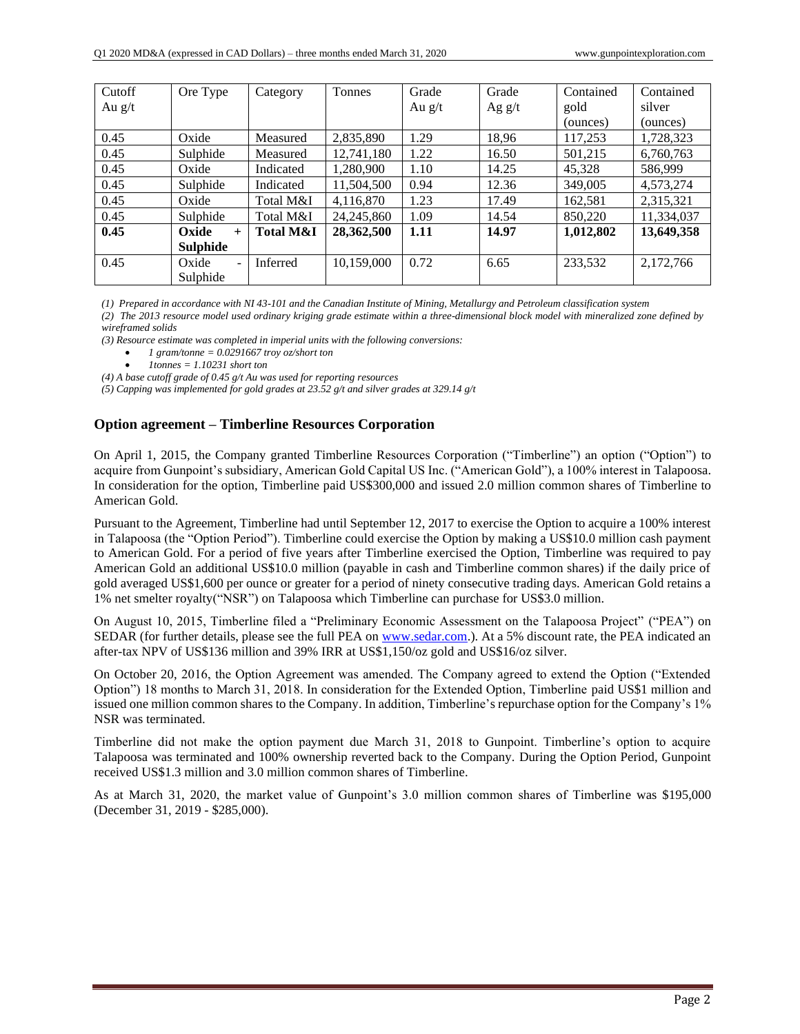| Cutoff Au g/t | Ore Type | Category | Tonnes | Grade Au g/t | Grade Ag g/t | Contained gold (ounces) | Contained silver (ounces) |
|---|---|---|---|---|---|---|---|
| 0.45 | Oxide | Measured | 2,835,890 | 1.29 | 18,96 | 117,253 | 1,728,323 |
| 0.45 | Sulphide | Measured | 12,741,180 | 1.22 | 16.50 | 501,215 | 6,760,763 |
| 0.45 | Oxide | Indicated | 1,280,900 | 1.10 | 14.25 | 45,328 | 586,999 |
| 0.45 | Sulphide | Indicated | 11,504,500 | 0.94 | 12.36 | 349,005 | 4,573,274 |
| 0.45 | Oxide | Total M&I | 4,116,870 | 1.23 | 17.49 | 162,581 | 2,315,321 |
| 0.45 | Sulphide | Total M&I | 24,245,860 | 1.09 | 14.54 | 850,220 | 11,334,037 |
| **0.45** | **Oxide + Sulphide** | **Total M&I** | **28,362,500** | **1.11** | **14.97** | **1,012,802** | **13,649,358** |
| 0.45 | Oxide - Sulphide | Inferred | 10,159,000 | 0.72 | 6.65 | 233,532 | 2,172,766 |

*(1) Prepared in accordance with NI 43-101 and the Canadian Institute of Mining, Metallurgy and Petroleum classification system*

*(2) The 2013 resource model used ordinary kriging grade estimate within a three-dimensional block model with mineralized zone defined by wireframed solids*

*(3) Resource estimate was completed in imperial units with the following conversions:*

- *1 gram/tonne = 0.0291667 troy oz/short ton*
- *1tonnes = 1.10231 short ton*

*(4) A base cutoff grade of 0.45 g/t Au was used for reporting resources*

*(5) Capping was implemented for gold grades at 23.52 g/t and silver grades at 329.14 g/t*

## Option agreement – Timberline Resources Corporation

On April 1, 2015, the Company granted Timberline Resources Corporation ("Timberline") an option ("Option") to acquire from Gunpoint's subsidiary, American Gold Capital US Inc. ("American Gold"), a 100% interest in Talapoosa. In consideration for the option, Timberline paid US$300,000 and issued 2.0 million common shares of Timberline to American Gold.

Pursuant to the Agreement, Timberline had until September 12, 2017 to exercise the Option to acquire a 100% interest in Talapoosa (the "Option Period"). Timberline could exercise the Option by making a US$10.0 million cash payment to American Gold. For a period of five years after Timberline exercised the Option, Timberline was required to pay American Gold an additional US$10.0 million (payable in cash and Timberline common shares) if the daily price of gold averaged US$1,600 per ounce or greater for a period of ninety consecutive trading days. American Gold retains a 1% net smelter royalty("NSR") on Talapoosa which Timberline can purchase for US$3.0 million.

On August 10, 2015, Timberline filed a "Preliminary Economic Assessment on the Talapoosa Project" ("PEA") on SEDAR (for further details, please see the full PEA on www.sedar.com.). At a 5% discount rate, the PEA indicated an after-tax NPV of US$136 million and 39% IRR at US$1,150/oz gold and US$16/oz silver.

On October 20, 2016, the Option Agreement was amended. The Company agreed to extend the Option ("Extended Option") 18 months to March 31, 2018. In consideration for the Extended Option, Timberline paid US$1 million and issued one million common shares to the Company. In addition, Timberline's repurchase option for the Company's 1% NSR was terminated.

Timberline did not make the option payment due March 31, 2018 to Gunpoint. Timberline's option to acquire Talapoosa was terminated and 100% ownership reverted back to the Company. During the Option Period, Gunpoint received US$1.3 million and 3.0 million common shares of Timberline.

As at March 31, 2020, the market value of Gunpoint's 3.0 million common shares of Timberline was $195,000 (December 31, 2019 - $285,000).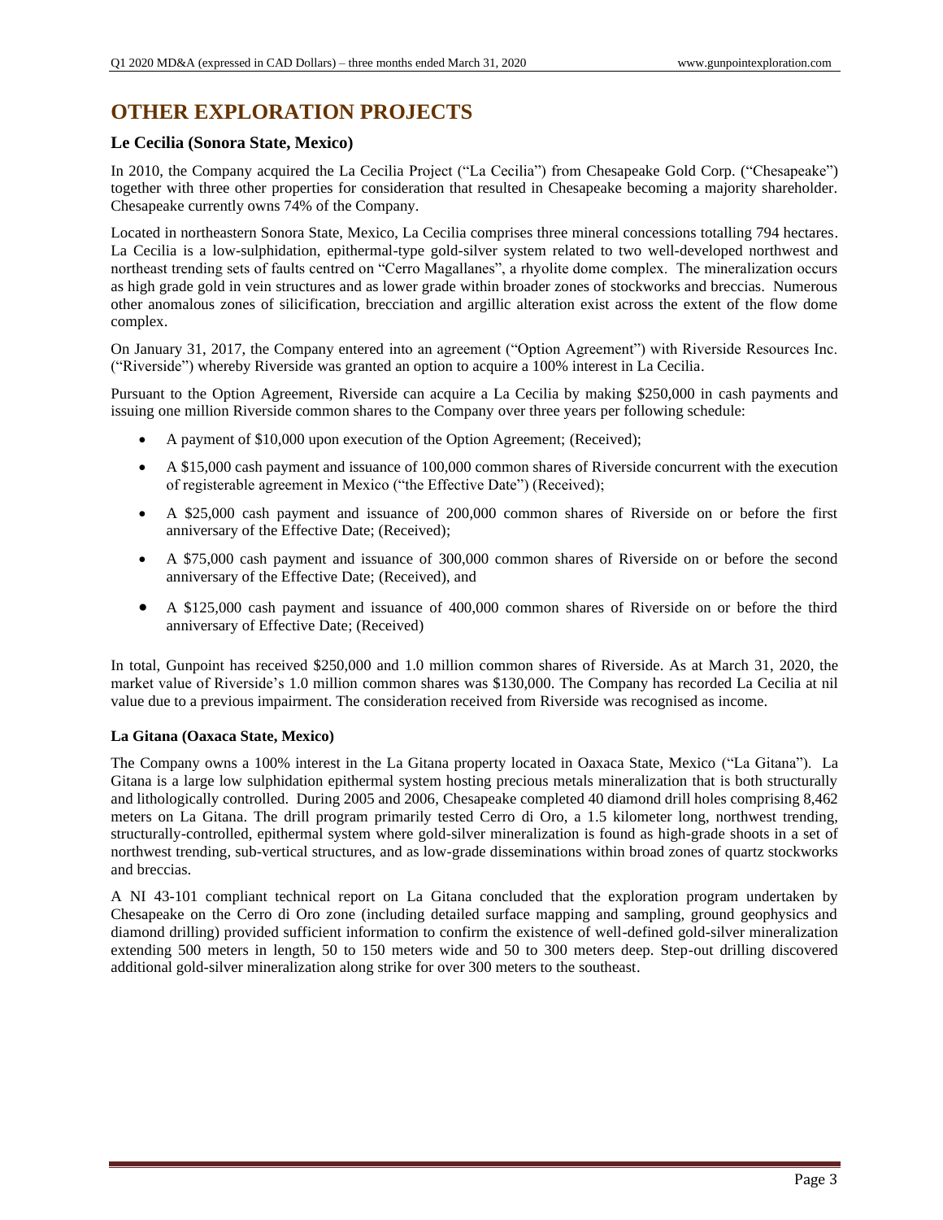# OTHER EXPLORATION PROJECTS

### Le Cecilia (Sonora State, Mexico)

In 2010, the Company acquired the La Cecilia Project ("La Cecilia") from Chesapeake Gold Corp. ("Chesapeake") together with three other properties for consideration that resulted in Chesapeake becoming a majority shareholder. Chesapeake currently owns 74% of the Company.

Located in northeastern Sonora State, Mexico, La Cecilia comprises three mineral concessions totalling 794 hectares. La Cecilia is a low-sulphidation, epithermal-type gold-silver system related to two well-developed northwest and northeast trending sets of faults centred on "Cerro Magallanes", a rhyolite dome complex. The mineralization occurs as high grade gold in vein structures and as lower grade within broader zones of stockworks and breccias. Numerous other anomalous zones of silicification, brecciation and argillic alteration exist across the extent of the flow dome complex.

On January 31, 2017, the Company entered into an agreement ("Option Agreement") with Riverside Resources Inc. ("Riverside") whereby Riverside was granted an option to acquire a 100% interest in La Cecilia.

Pursuant to the Option Agreement, Riverside can acquire a La Cecilia by making $250,000 in cash payments and issuing one million Riverside common shares to the Company over three years per following schedule:

- A payment of $10,000 upon execution of the Option Agreement; (Received);
- A $15,000 cash payment and issuance of 100,000 common shares of Riverside concurrent with the execution of registerable agreement in Mexico ("the Effective Date") (Received);
- A $25,000 cash payment and issuance of 200,000 common shares of Riverside on or before the first anniversary of the Effective Date; (Received);
- A $75,000 cash payment and issuance of 300,000 common shares of Riverside on or before the second anniversary of the Effective Date; (Received), and
- A $125,000 cash payment and issuance of 400,000 common shares of Riverside on or before the third anniversary of Effective Date; (Received)

In total, Gunpoint has received $250,000 and 1.0 million common shares of Riverside. As at March 31, 2020, the market value of Riverside's 1.0 million common shares was $130,000. The Company has recorded La Cecilia at nil value due to a previous impairment. The consideration received from Riverside was recognised as income.

#### La Gitana (Oaxaca State, Mexico)

The Company owns a 100% interest in the La Gitana property located in Oaxaca State, Mexico ("La Gitana"). La Gitana is a large low sulphidation epithermal system hosting precious metals mineralization that is both structurally and lithologically controlled. During 2005 and 2006, Chesapeake completed 40 diamond drill holes comprising 8,462 meters on La Gitana. The drill program primarily tested Cerro di Oro, a 1.5 kilometer long, northwest trending, structurally-controlled, epithermal system where gold-silver mineralization is found as high-grade shoots in a set of northwest trending, sub-vertical structures, and as low-grade disseminations within broad zones of quartz stockworks and breccias.

A NI 43-101 compliant technical report on La Gitana concluded that the exploration program undertaken by Chesapeake on the Cerro di Oro zone (including detailed surface mapping and sampling, ground geophysics and diamond drilling) provided sufficient information to confirm the existence of well-defined gold-silver mineralization extending 500 meters in length, 50 to 150 meters wide and 50 to 300 meters deep. Step-out drilling discovered additional gold-silver mineralization along strike for over 300 meters to the southeast.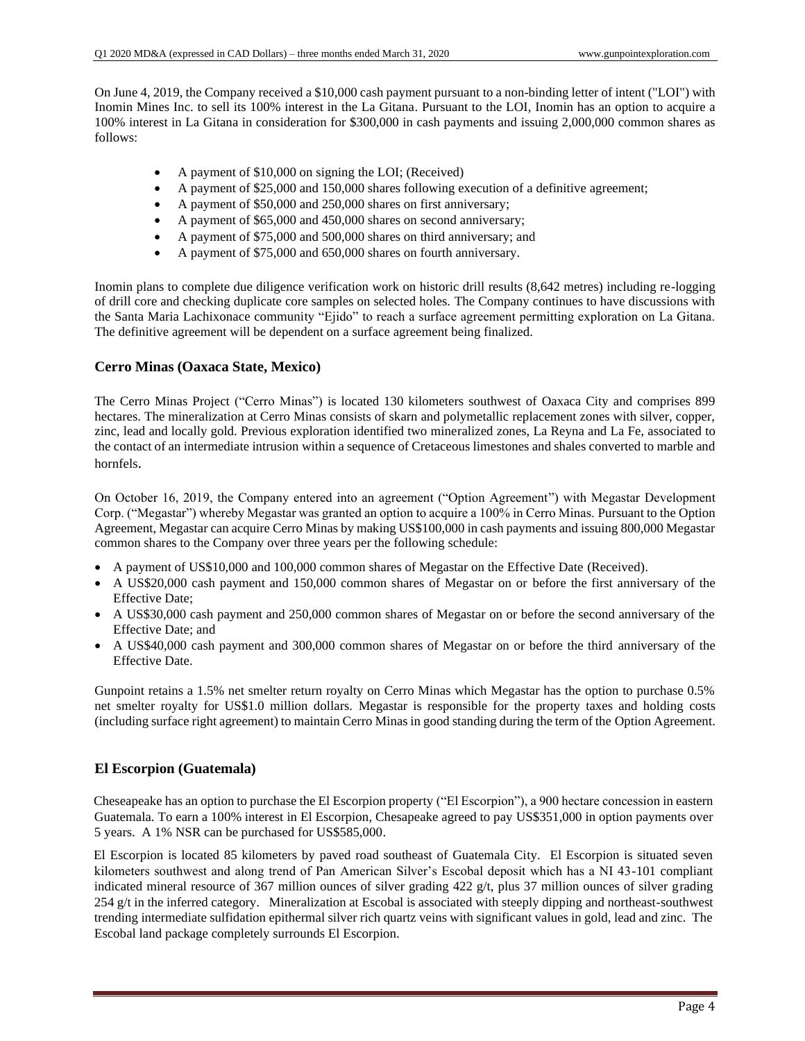On June 4, 2019, the Company received a $10,000 cash payment pursuant to a non-binding letter of intent ("LOI") with Inomin Mines Inc. to sell its 100% interest in the La Gitana. Pursuant to the LOI, Inomin has an option to acquire a 100% interest in La Gitana in consideration for $300,000 in cash payments and issuing 2,000,000 common shares as follows:

- A payment of $10,000 on signing the LOI; (Received)
- A payment of $25,000 and 150,000 shares following execution of a definitive agreement;
- A payment of $50,000 and 250,000 shares on first anniversary;
- A payment of $65,000 and 450,000 shares on second anniversary;
- A payment of $75,000 and 500,000 shares on third anniversary; and
- A payment of $75,000 and 650,000 shares on fourth anniversary.

Inomin plans to complete due diligence verification work on historic drill results (8,642 metres) including re-logging of drill core and checking duplicate core samples on selected holes. The Company continues to have discussions with the Santa Maria Lachixonace community "Ejido" to reach a surface agreement permitting exploration on La Gitana. The definitive agreement will be dependent on a surface agreement being finalized.

## Cerro Minas (Oaxaca State, Mexico)

The Cerro Minas Project ("Cerro Minas") is located 130 kilometers southwest of Oaxaca City and comprises 899 hectares. The mineralization at Cerro Minas consists of skarn and polymetallic replacement zones with silver, copper, zinc, lead and locally gold. Previous exploration identified two mineralized zones, La Reyna and La Fe, associated to the contact of an intermediate intrusion within a sequence of Cretaceous limestones and shales converted to marble and hornfels.

On October 16, 2019, the Company entered into an agreement ("Option Agreement") with Megastar Development Corp. ("Megastar") whereby Megastar was granted an option to acquire a 100% in Cerro Minas. Pursuant to the Option Agreement, Megastar can acquire Cerro Minas by making US$100,000 in cash payments and issuing 800,000 Megastar common shares to the Company over three years per the following schedule:

- A payment of US$10,000 and 100,000 common shares of Megastar on the Effective Date (Received).
- A US$20,000 cash payment and 150,000 common shares of Megastar on or before the first anniversary of the Effective Date;
- A US$30,000 cash payment and 250,000 common shares of Megastar on or before the second anniversary of the Effective Date; and
- A US$40,000 cash payment and 300,000 common shares of Megastar on or before the third anniversary of the Effective Date.

Gunpoint retains a 1.5% net smelter return royalty on Cerro Minas which Megastar has the option to purchase 0.5% net smelter royalty for US$1.0 million dollars. Megastar is responsible for the property taxes and holding costs (including surface right agreement) to maintain Cerro Minas in good standing during the term of the Option Agreement.

## El Escorpion (Guatemala)

Cheseapeake has an option to purchase the El Escorpion property ("El Escorpion"), a 900 hectare concession in eastern Guatemala. To earn a 100% interest in El Escorpion, Chesapeake agreed to pay US$351,000 in option payments over 5 years. A 1% NSR can be purchased for US$585,000.

El Escorpion is located 85 kilometers by paved road southeast of Guatemala City. El Escorpion is situated seven kilometers southwest and along trend of Pan American Silver's Escobal deposit which has a NI 43-101 compliant indicated mineral resource of 367 million ounces of silver grading 422 g/t, plus 37 million ounces of silver grading 254 g/t in the inferred category. Mineralization at Escobal is associated with steeply dipping and northeast-southwest trending intermediate sulfidation epithermal silver rich quartz veins with significant values in gold, lead and zinc. The Escobal land package completely surrounds El Escorpion.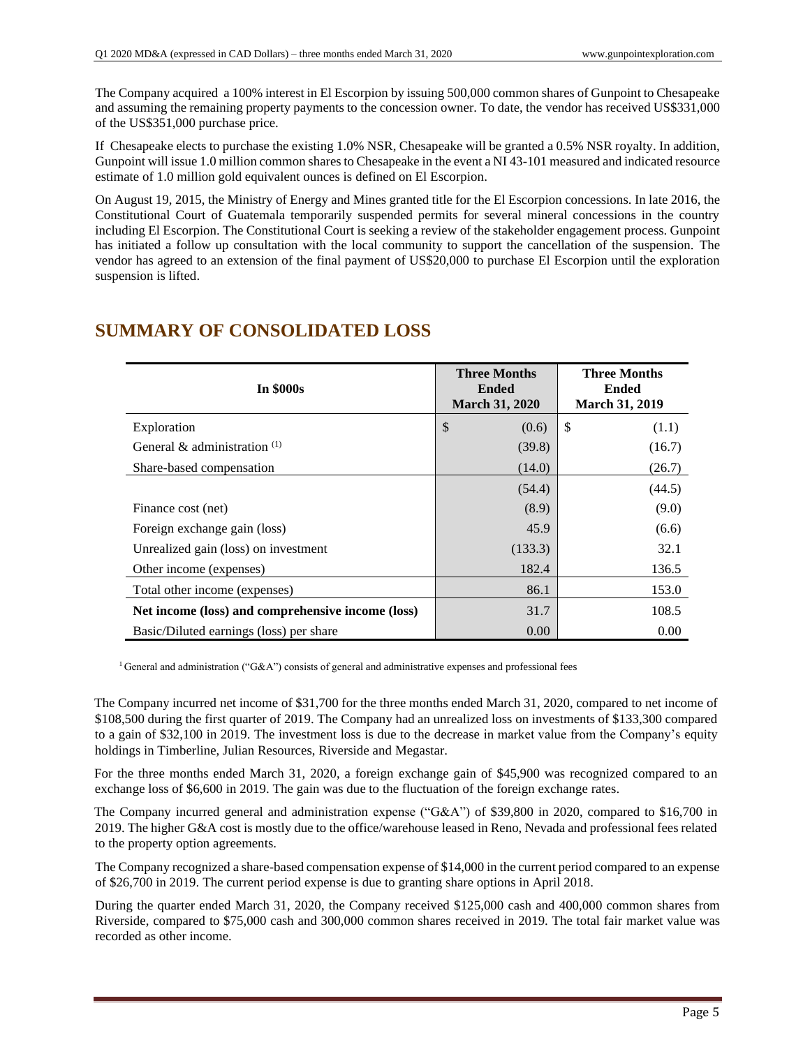The Company acquired a 100% interest in El Escorpion by issuing 500,000 common shares of Gunpoint to Chesapeake and assuming the remaining property payments to the concession owner. To date, the vendor has received US$331,000 of the US$351,000 purchase price.

If Chesapeake elects to purchase the existing 1.0% NSR, Chesapeake will be granted a 0.5% NSR royalty. In addition, Gunpoint will issue 1.0 million common shares to Chesapeake in the event a NI 43-101 measured and indicated resource estimate of 1.0 million gold equivalent ounces is defined on El Escorpion.

On August 19, 2015, the Ministry of Energy and Mines granted title for the El Escorpion concessions. In late 2016, the Constitutional Court of Guatemala temporarily suspended permits for several mineral concessions in the country including El Escorpion. The Constitutional Court is seeking a review of the stakeholder engagement process. Gunpoint has initiated a follow up consultation with the local community to support the cancellation of the suspension. The vendor has agreed to an extension of the final payment of US$20,000 to purchase El Escorpion until the exploration suspension is lifted.

## SUMMARY OF CONSOLIDATED LOSS

| In $000s | Three Months Ended March 31, 2020 | Three Months Ended March 31, 2019 |
|---|---|---|
| Exploration | $ (0.6) | $ (1.1) |
| General & administration [(1)] | (39.8) | (16.7) |
| Share-based compensation | (14.0) | (26.7) |
| | (54.4) | (44.5) |
| Finance cost (net) | (8.9) | (9.0) |
| Foreign exchange gain (loss) | 45.9 | (6.6) |
| Unrealized gain (loss) on investment | (133.3) | 32.1 |
| Other income (expenses) | 182.4 | 136.5 |
| Total other income (expenses) | 86.1 | 153.0 |
| **Net income (loss) and comprehensive income (loss)** | 31.7 | 108.5 |
| Basic/Diluted earnings (loss) per share | 0.00 | 0.00 |

[1] General and administration ("G&A") consists of general and administrative expenses and professional fees

The Company incurred net income of $31,700 for the three months ended March 31, 2020, compared to net income of $108,500 during the first quarter of 2019. The Company had an unrealized loss on investments of $133,300 compared to a gain of $32,100 in 2019. The investment loss is due to the decrease in market value from the Company's equity holdings in Timberline, Julian Resources, Riverside and Megastar.

For the three months ended March 31, 2020, a foreign exchange gain of $45,900 was recognized compared to an exchange loss of $6,600 in 2019. The gain was due to the fluctuation of the foreign exchange rates.

The Company incurred general and administration expense ("G&A") of $39,800 in 2020, compared to $16,700 in 2019. The higher G&A cost is mostly due to the office/warehouse leased in Reno, Nevada and professional fees related to the property option agreements.

The Company recognized a share-based compensation expense of $14,000 in the current period compared to an expense of $26,700 in 2019. The current period expense is due to granting share options in April 2018.

During the quarter ended March 31, 2020, the Company received $125,000 cash and 400,000 common shares from Riverside, compared to $75,000 cash and 300,000 common shares received in 2019. The total fair market value was recorded as other income.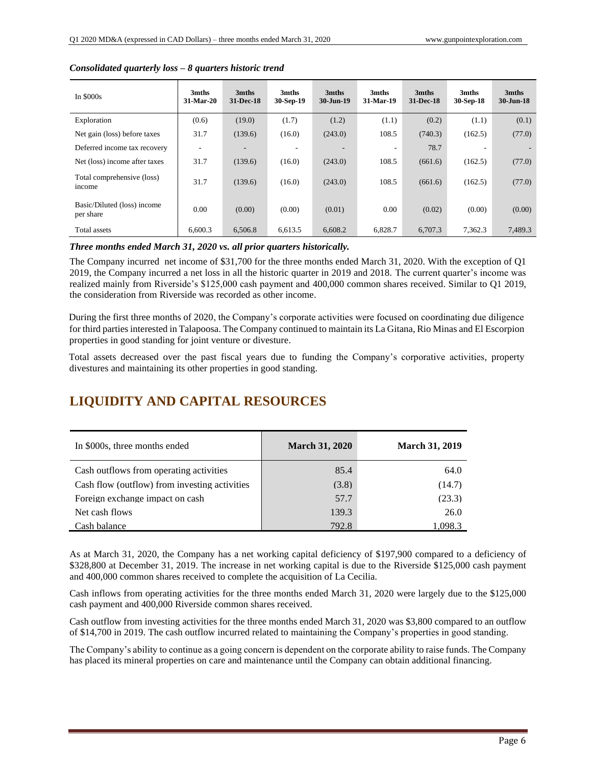***Consolidated quarterly loss – 8 quarters historic trend***

| In $000s | 3mths 31-Mar-20 | 3mths 31-Dec-18 | 3mths 30-Sep-19 | 3mths 30-Jun-19 | 3mths 31-Mar-19 | 3mths 31-Dec-18 | 3mths 30-Sep-18 | 3mths 30-Jun-18 |
|---|---|---|---|---|---|---|---|---|
| Exploration | (0.6) | (19.0) | (1.7) | (1.2) | (1.1) | (0.2) | (1.1) | (0.1) |
| Net gain (loss) before taxes | 31.7 | (139.6) | (16.0) | (243.0) | 108.5 | (740.3) | (162.5) | (77.0) |
| Deferred income tax recovery | - | - | - | - | - | 78.7 | - | - |
| Net (loss) income after taxes | 31.7 | (139.6) | (16.0) | (243.0) | 108.5 | (661.6) | (162.5) | (77.0) |
| Total comprehensive (loss) income | 31.7 | (139.6) | (16.0) | (243.0) | 108.5 | (661.6) | (162.5) | (77.0) |
| Basic/Diluted (loss) income per share | 0.00 | (0.00) | (0.00) | (0.01) | 0.00 | (0.02) | (0.00) | (0.00) |
| Total assets | 6,600.3 | 6,506.8 | 6,613.5 | 6,608.2 | 6,828.7 | 6,707.3 | 7,362.3 | 7,489.3 |

***Three months ended March 31, 2020 vs. all prior quarters historically.***

The Company incurred net income of $31,700 for the three months ended March 31, 2020. With the exception of Q1 2019, the Company incurred a net loss in all the historic quarter in 2019 and 2018. The current quarter's income was realized mainly from Riverside's $125,000 cash payment and 400,000 common shares received. Similar to Q1 2019, the consideration from Riverside was recorded as other income.

During the first three months of 2020, the Company's corporate activities were focused on coordinating due diligence for third parties interested in Talapoosa. The Company continued to maintain its La Gitana, Rio Minas and El Escorpion properties in good standing for joint venture or divesture.

Total assets decreased over the past fiscal years due to funding the Company's corporative activities, property divestures and maintaining its other properties in good standing.

# LIQUIDITY AND CAPITAL RESOURCES

| In $000s, three months ended | March 31, 2020 | March 31, 2019 |
|---|---|---|
| Cash outflows from operating activities | 85.4 | 64.0 |
| Cash flow (outflow) from investing activities | (3.8) | (14.7) |
| Foreign exchange impact on cash | 57.7 | (23.3) |
| Net cash flows | 139.3 | 26.0 |
| Cash balance | 792.8 | 1,098.3 |

As at March 31, 2020, the Company has a net working capital deficiency of $197,900 compared to a deficiency of $328,800 at December 31, 2019. The increase in net working capital is due to the Riverside $125,000 cash payment and 400,000 common shares received to complete the acquisition of La Cecilia.

Cash inflows from operating activities for the three months ended March 31, 2020 were largely due to the $125,000 cash payment and 400,000 Riverside common shares received.

Cash outflow from investing activities for the three months ended March 31, 2020 was $3,800 compared to an outflow of $14,700 in 2019. The cash outflow incurred related to maintaining the Company's properties in good standing.

The Company's ability to continue as a going concern is dependent on the corporate ability to raise funds. The Company has placed its mineral properties on care and maintenance until the Company can obtain additional financing.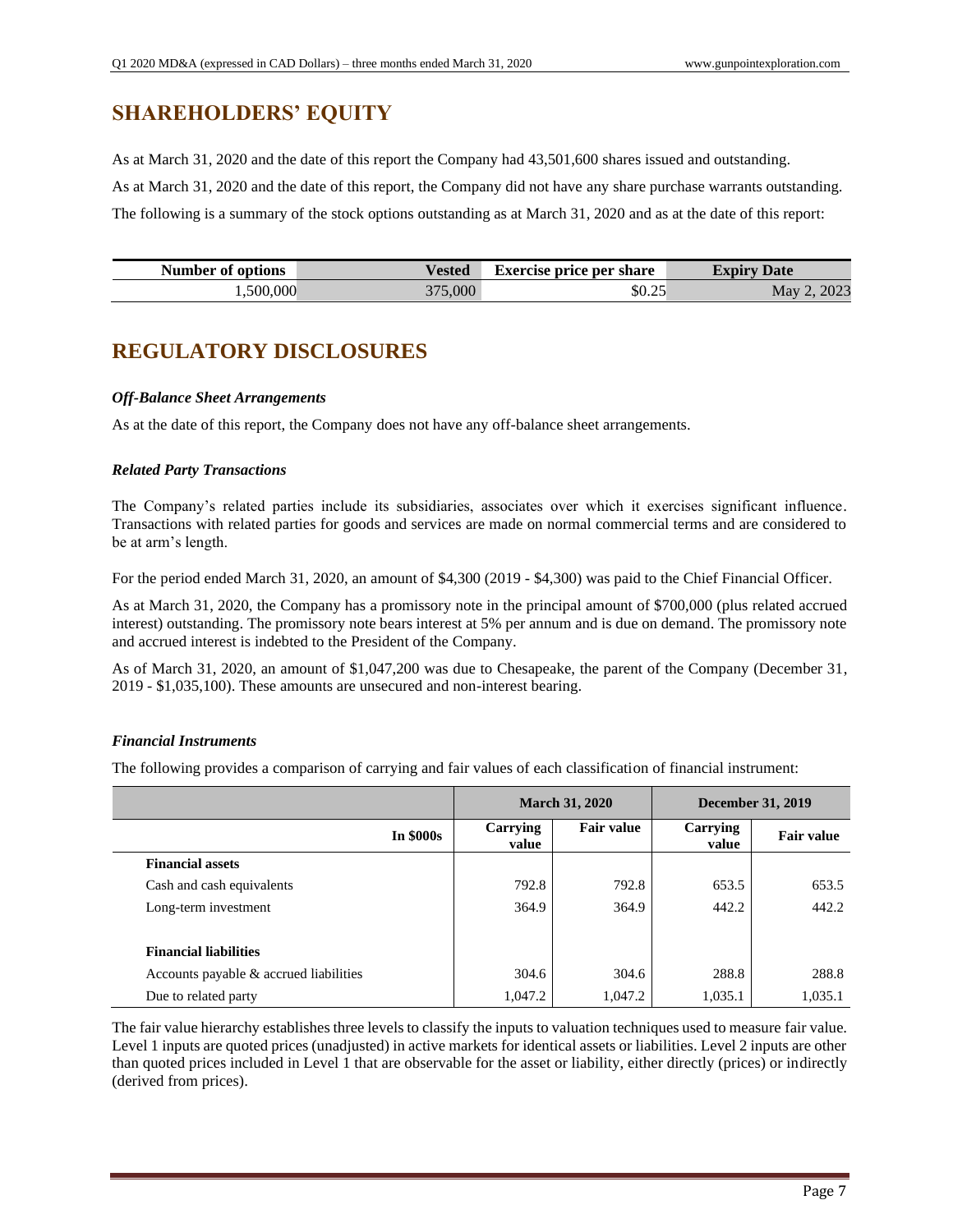## SHAREHOLDERS' EQUITY

As at March 31, 2020 and the date of this report the Company had 43,501,600 shares issued and outstanding.

As at March 31, 2020 and the date of this report, the Company did not have any share purchase warrants outstanding.

The following is a summary of the stock options outstanding as at March 31, 2020 and as at the date of this report:

| Number of options | Vested | Exercise price per share | Expiry Date |
|---|---|---|---|
| 1,500,000 | 375,000 | $0.25 | May 2, 2023 |

## REGULATORY DISCLOSURES

### *Off-Balance Sheet Arrangements*

As at the date of this report, the Company does not have any off-balance sheet arrangements.

### *Related Party Transactions*

The Company's related parties include its subsidiaries, associates over which it exercises significant influence. Transactions with related parties for goods and services are made on normal commercial terms and are considered to be at arm's length.

For the period ended March 31, 2020, an amount of $4,300 (2019 - $4,300) was paid to the Chief Financial Officer.

As at March 31, 2020, the Company has a promissory note in the principal amount of $700,000 (plus related accrued interest) outstanding. The promissory note bears interest at 5% per annum and is due on demand. The promissory note and accrued interest is indebted to the President of the Company.

As of March 31, 2020, an amount of $1,047,200 was due to Chesapeake, the parent of the Company (December 31, 2019 - $1,035,100). These amounts are unsecured and non-interest bearing.

### *Financial Instruments*

The following provides a comparison of carrying and fair values of each classification of financial instrument:

| | March 31, 2020 | | December 31, 2019 | |
|---|---|---|---|---|
| **In $000s** | **Carrying value** | **Fair value** | **Carrying value** | **Fair value** |
| **Financial assets** | | | | |
| Cash and cash equivalents | 792.8 | 792.8 | 653.5 | 653.5 |
| Long-term investment | 364.9 | 364.9 | 442.2 | 442.2 |
| **Financial liabilities** | | | | |
| Accounts payable & accrued liabilities | 304.6 | 304.6 | 288.8 | 288.8 |
| Due to related party | 1,047.2 | 1,047.2 | 1,035.1 | 1,035.1 |

The fair value hierarchy establishes three levels to classify the inputs to valuation techniques used to measure fair value. Level 1 inputs are quoted prices (unadjusted) in active markets for identical assets or liabilities. Level 2 inputs are other than quoted prices included in Level 1 that are observable for the asset or liability, either directly (prices) or indirectly (derived from prices).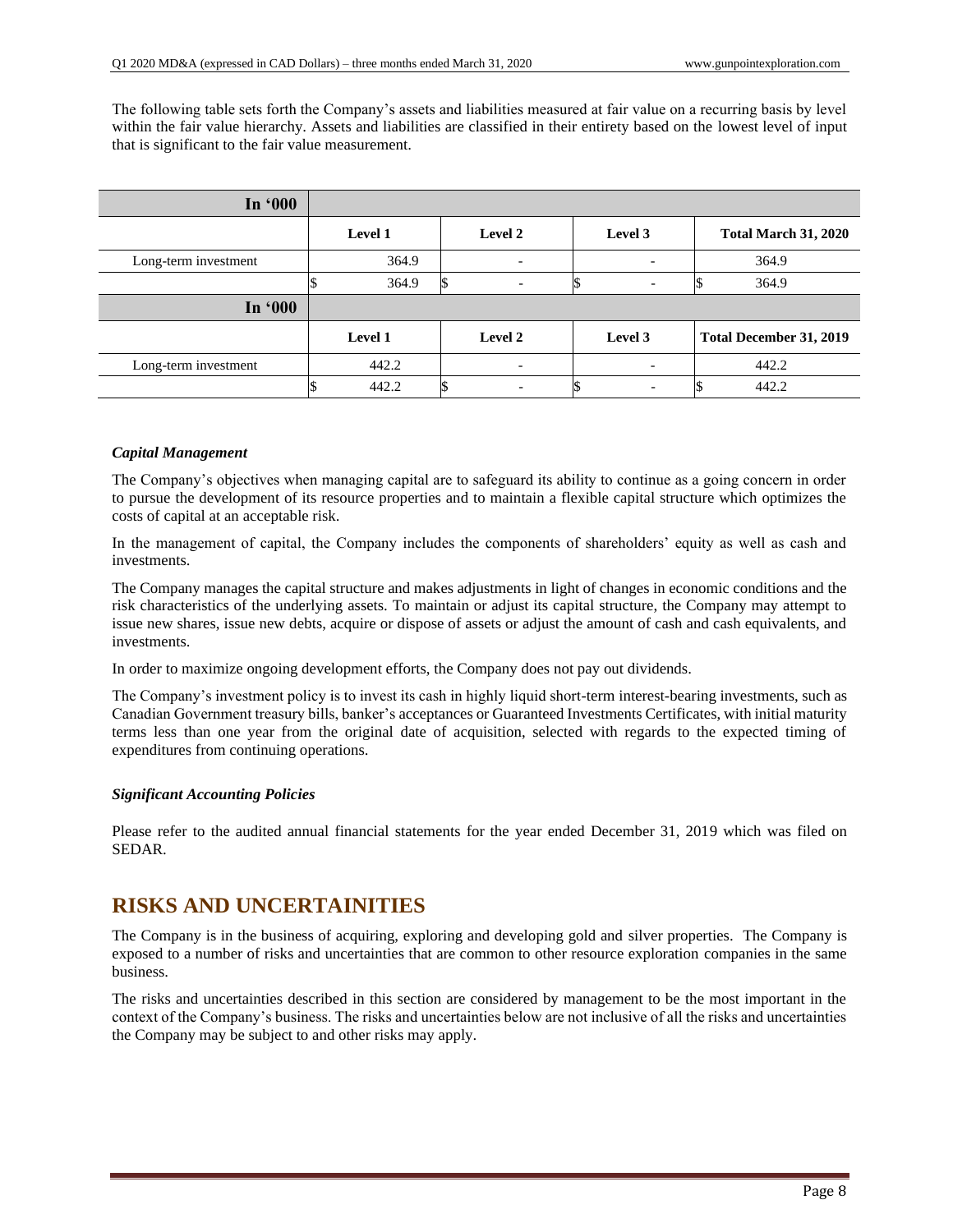The following table sets forth the Company's assets and liabilities measured at fair value on a recurring basis by level within the fair value hierarchy. Assets and liabilities are classified in their entirety based on the lowest level of input that is significant to the fair value measurement.

| In '000 | | | | |
|---|---|---|---|---|
| | Level 1 | Level 2 | Level 3 | Total March 31, 2020 |
| Long-term investment | 364.9 | - | - | 364.9 |
| | $ 364.9 | $ - | $ - | $ 364.9 |

| In '000 | | | | |
|---|---|---|---|---|
| | Level 1 | Level 2 | Level 3 | Total December 31, 2019 |
| Long-term investment | 442.2 | - | - | 442.2 |
| | $ 442.2 | $ - | $ - | $ 442.2 |

***Capital Management***

The Company's objectives when managing capital are to safeguard its ability to continue as a going concern in order to pursue the development of its resource properties and to maintain a flexible capital structure which optimizes the costs of capital at an acceptable risk.

In the management of capital, the Company includes the components of shareholders' equity as well as cash and investments.

The Company manages the capital structure and makes adjustments in light of changes in economic conditions and the risk characteristics of the underlying assets. To maintain or adjust its capital structure, the Company may attempt to issue new shares, issue new debts, acquire or dispose of assets or adjust the amount of cash and cash equivalents, and investments.

In order to maximize ongoing development efforts, the Company does not pay out dividends.

The Company's investment policy is to invest its cash in highly liquid short-term interest-bearing investments, such as Canadian Government treasury bills, banker's acceptances or Guaranteed Investments Certificates, with initial maturity terms less than one year from the original date of acquisition, selected with regards to the expected timing of expenditures from continuing operations.

***Significant Accounting Policies***

Please refer to the audited annual financial statements for the year ended December 31, 2019 which was filed on SEDAR.

## RISKS AND UNCERTAINITIES

The Company is in the business of acquiring, exploring and developing gold and silver properties. The Company is exposed to a number of risks and uncertainties that are common to other resource exploration companies in the same business.

The risks and uncertainties described in this section are considered by management to be the most important in the context of the Company's business. The risks and uncertainties below are not inclusive of all the risks and uncertainties the Company may be subject to and other risks may apply.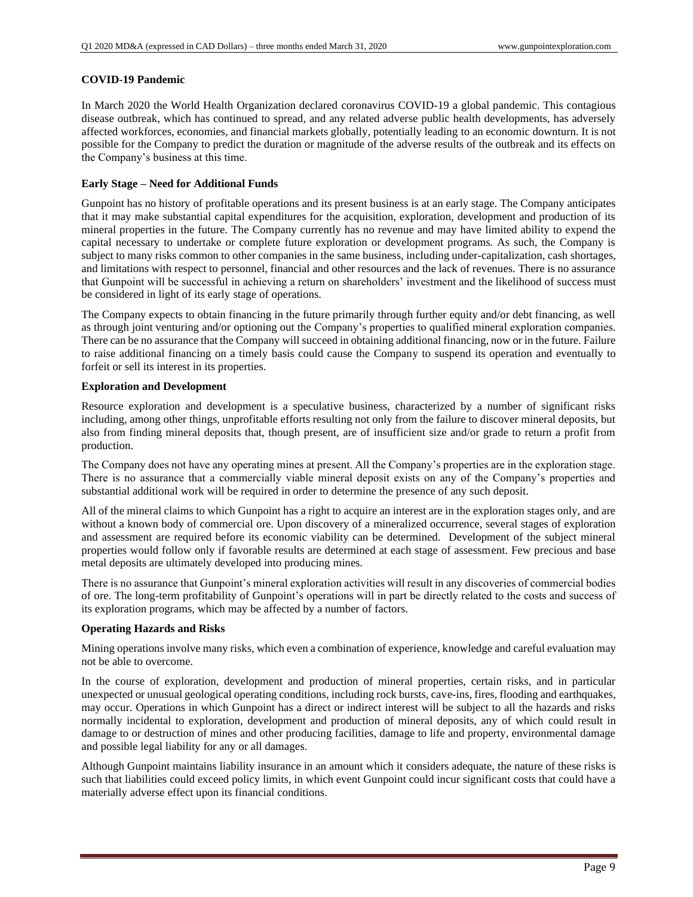### COVID-19 Pandemic

In March 2020 the World Health Organization declared coronavirus COVID-19 a global pandemic. This contagious disease outbreak, which has continued to spread, and any related adverse public health developments, has adversely affected workforces, economies, and financial markets globally, potentially leading to an economic downturn. It is not possible for the Company to predict the duration or magnitude of the adverse results of the outbreak and its effects on the Company's business at this time.

### Early Stage – Need for Additional Funds

Gunpoint has no history of profitable operations and its present business is at an early stage. The Company anticipates that it may make substantial capital expenditures for the acquisition, exploration, development and production of its mineral properties in the future. The Company currently has no revenue and may have limited ability to expend the capital necessary to undertake or complete future exploration or development programs. As such, the Company is subject to many risks common to other companies in the same business, including under-capitalization, cash shortages, and limitations with respect to personnel, financial and other resources and the lack of revenues. There is no assurance that Gunpoint will be successful in achieving a return on shareholders' investment and the likelihood of success must be considered in light of its early stage of operations.

The Company expects to obtain financing in the future primarily through further equity and/or debt financing, as well as through joint venturing and/or optioning out the Company's properties to qualified mineral exploration companies. There can be no assurance that the Company will succeed in obtaining additional financing, now or in the future. Failure to raise additional financing on a timely basis could cause the Company to suspend its operation and eventually to forfeit or sell its interest in its properties.

### Exploration and Development

Resource exploration and development is a speculative business, characterized by a number of significant risks including, among other things, unprofitable efforts resulting not only from the failure to discover mineral deposits, but also from finding mineral deposits that, though present, are of insufficient size and/or grade to return a profit from production.

The Company does not have any operating mines at present. All the Company's properties are in the exploration stage. There is no assurance that a commercially viable mineral deposit exists on any of the Company's properties and substantial additional work will be required in order to determine the presence of any such deposit.

All of the mineral claims to which Gunpoint has a right to acquire an interest are in the exploration stages only, and are without a known body of commercial ore. Upon discovery of a mineralized occurrence, several stages of exploration and assessment are required before its economic viability can be determined. Development of the subject mineral properties would follow only if favorable results are determined at each stage of assessment. Few precious and base metal deposits are ultimately developed into producing mines.

There is no assurance that Gunpoint's mineral exploration activities will result in any discoveries of commercial bodies of ore. The long-term profitability of Gunpoint's operations will in part be directly related to the costs and success of its exploration programs, which may be affected by a number of factors.

### Operating Hazards and Risks

Mining operations involve many risks, which even a combination of experience, knowledge and careful evaluation may not be able to overcome.

In the course of exploration, development and production of mineral properties, certain risks, and in particular unexpected or unusual geological operating conditions, including rock bursts, cave-ins, fires, flooding and earthquakes, may occur. Operations in which Gunpoint has a direct or indirect interest will be subject to all the hazards and risks normally incidental to exploration, development and production of mineral deposits, any of which could result in damage to or destruction of mines and other producing facilities, damage to life and property, environmental damage and possible legal liability for any or all damages.

Although Gunpoint maintains liability insurance in an amount which it considers adequate, the nature of these risks is such that liabilities could exceed policy limits, in which event Gunpoint could incur significant costs that could have a materially adverse effect upon its financial conditions.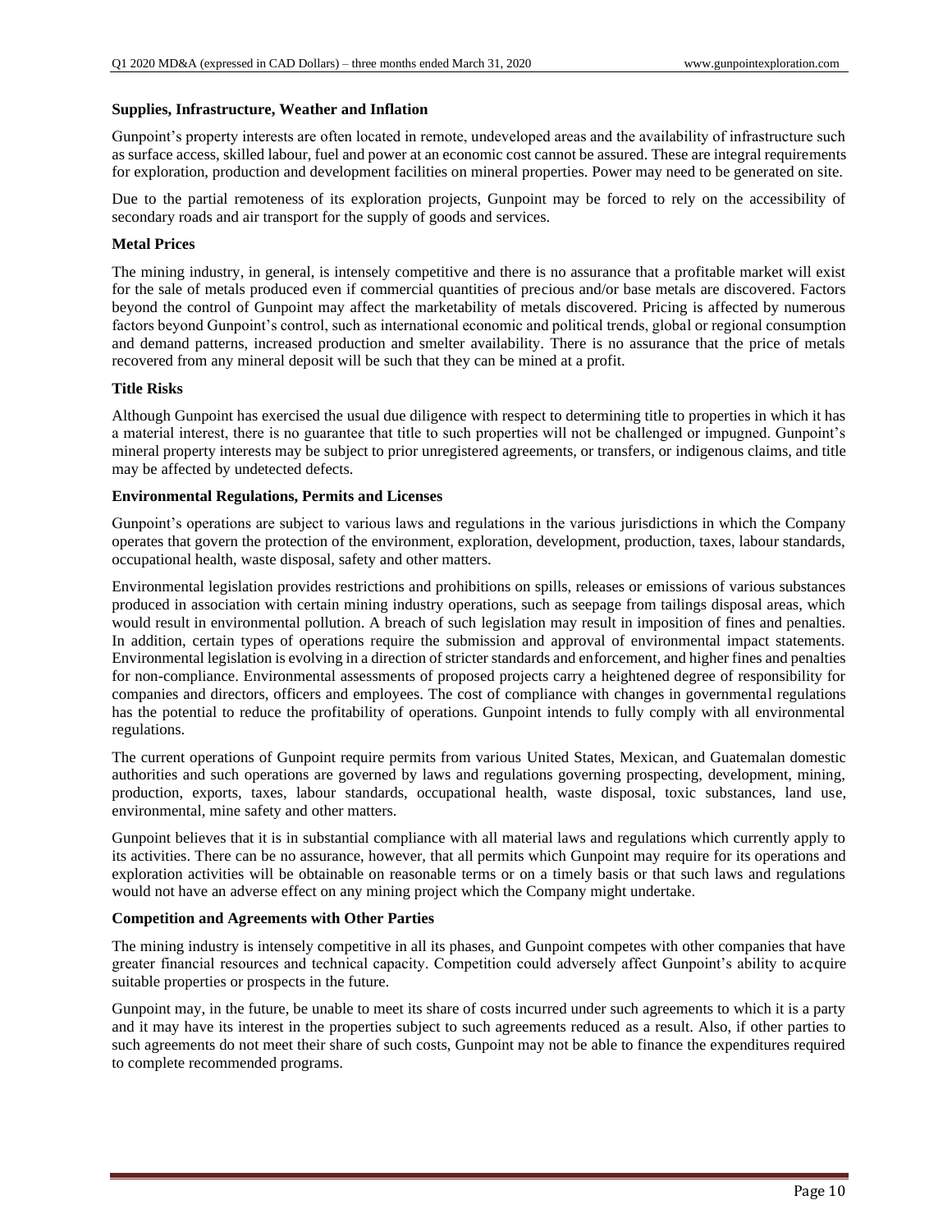**Supplies, Infrastructure, Weather and Inflation**

Gunpoint's property interests are often located in remote, undeveloped areas and the availability of infrastructure such as surface access, skilled labour, fuel and power at an economic cost cannot be assured. These are integral requirements for exploration, production and development facilities on mineral properties. Power may need to be generated on site.

Due to the partial remoteness of its exploration projects, Gunpoint may be forced to rely on the accessibility of secondary roads and air transport for the supply of goods and services.

**Metal Prices**

The mining industry, in general, is intensely competitive and there is no assurance that a profitable market will exist for the sale of metals produced even if commercial quantities of precious and/or base metals are discovered. Factors beyond the control of Gunpoint may affect the marketability of metals discovered. Pricing is affected by numerous factors beyond Gunpoint's control, such as international economic and political trends, global or regional consumption and demand patterns, increased production and smelter availability. There is no assurance that the price of metals recovered from any mineral deposit will be such that they can be mined at a profit.

**Title Risks**

Although Gunpoint has exercised the usual due diligence with respect to determining title to properties in which it has a material interest, there is no guarantee that title to such properties will not be challenged or impugned. Gunpoint's mineral property interests may be subject to prior unregistered agreements, or transfers, or indigenous claims, and title may be affected by undetected defects.

**Environmental Regulations, Permits and Licenses**

Gunpoint's operations are subject to various laws and regulations in the various jurisdictions in which the Company operates that govern the protection of the environment, exploration, development, production, taxes, labour standards, occupational health, waste disposal, safety and other matters.

Environmental legislation provides restrictions and prohibitions on spills, releases or emissions of various substances produced in association with certain mining industry operations, such as seepage from tailings disposal areas, which would result in environmental pollution. A breach of such legislation may result in imposition of fines and penalties. In addition, certain types of operations require the submission and approval of environmental impact statements. Environmental legislation is evolving in a direction of stricter standards and enforcement, and higher fines and penalties for non-compliance. Environmental assessments of proposed projects carry a heightened degree of responsibility for companies and directors, officers and employees. The cost of compliance with changes in governmental regulations has the potential to reduce the profitability of operations. Gunpoint intends to fully comply with all environmental regulations.

The current operations of Gunpoint require permits from various United States, Mexican, and Guatemalan domestic authorities and such operations are governed by laws and regulations governing prospecting, development, mining, production, exports, taxes, labour standards, occupational health, waste disposal, toxic substances, land use, environmental, mine safety and other matters.

Gunpoint believes that it is in substantial compliance with all material laws and regulations which currently apply to its activities. There can be no assurance, however, that all permits which Gunpoint may require for its operations and exploration activities will be obtainable on reasonable terms or on a timely basis or that such laws and regulations would not have an adverse effect on any mining project which the Company might undertake.

**Competition and Agreements with Other Parties**

The mining industry is intensely competitive in all its phases, and Gunpoint competes with other companies that have greater financial resources and technical capacity. Competition could adversely affect Gunpoint's ability to acquire suitable properties or prospects in the future.

Gunpoint may, in the future, be unable to meet its share of costs incurred under such agreements to which it is a party and it may have its interest in the properties subject to such agreements reduced as a result. Also, if other parties to such agreements do not meet their share of such costs, Gunpoint may not be able to finance the expenditures required to complete recommended programs.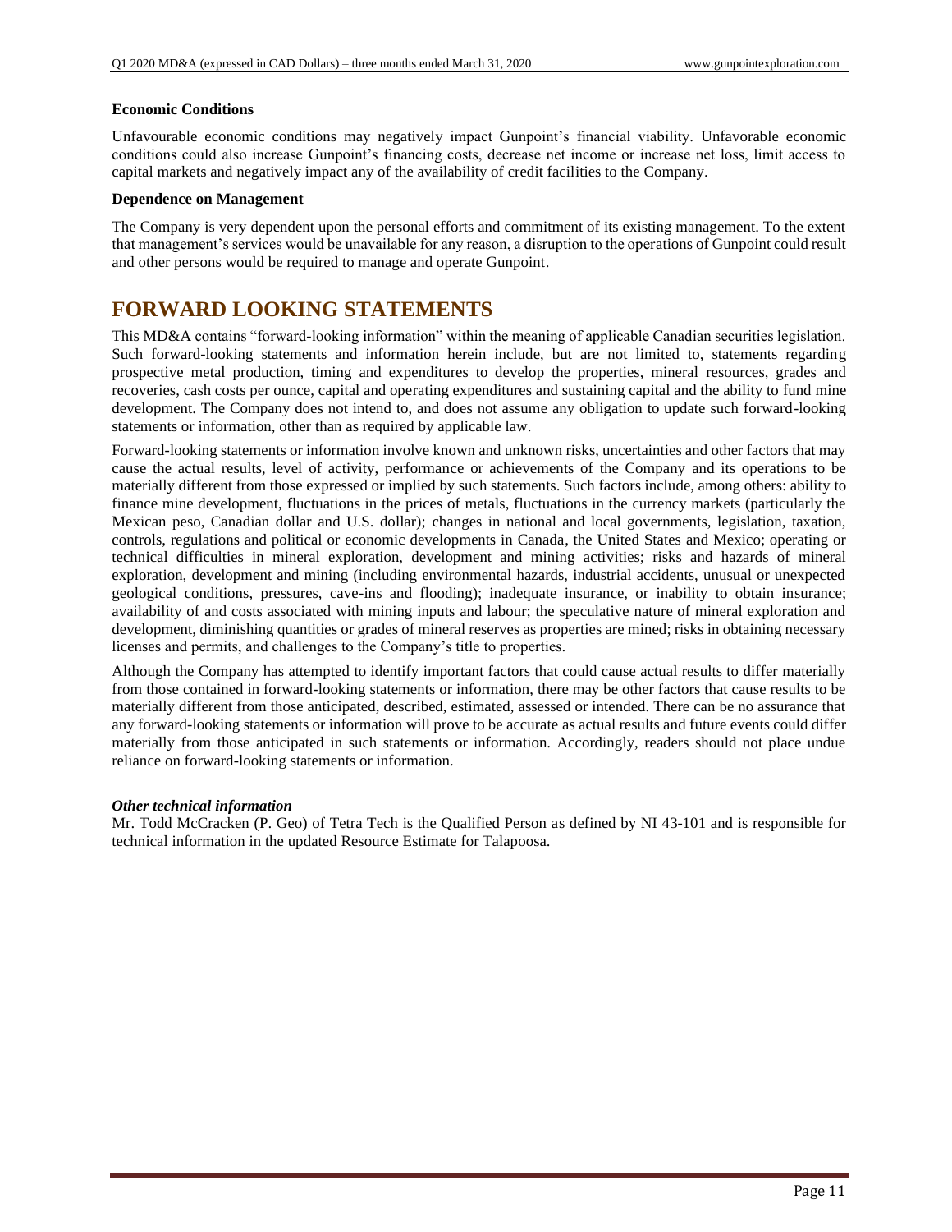**Economic Conditions**

Unfavourable economic conditions may negatively impact Gunpoint's financial viability. Unfavorable economic conditions could also increase Gunpoint's financing costs, decrease net income or increase net loss, limit access to capital markets and negatively impact any of the availability of credit facilities to the Company.

**Dependence on Management**

The Company is very dependent upon the personal efforts and commitment of its existing management. To the extent that management's services would be unavailable for any reason, a disruption to the operations of Gunpoint could result and other persons would be required to manage and operate Gunpoint.

# FORWARD LOOKING STATEMENTS

This MD&A contains "forward-looking information" within the meaning of applicable Canadian securities legislation. Such forward-looking statements and information herein include, but are not limited to, statements regarding prospective metal production, timing and expenditures to develop the properties, mineral resources, grades and recoveries, cash costs per ounce, capital and operating expenditures and sustaining capital and the ability to fund mine development. The Company does not intend to, and does not assume any obligation to update such forward-looking statements or information, other than as required by applicable law.

Forward-looking statements or information involve known and unknown risks, uncertainties and other factors that may cause the actual results, level of activity, performance or achievements of the Company and its operations to be materially different from those expressed or implied by such statements. Such factors include, among others: ability to finance mine development, fluctuations in the prices of metals, fluctuations in the currency markets (particularly the Mexican peso, Canadian dollar and U.S. dollar); changes in national and local governments, legislation, taxation, controls, regulations and political or economic developments in Canada, the United States and Mexico; operating or technical difficulties in mineral exploration, development and mining activities; risks and hazards of mineral exploration, development and mining (including environmental hazards, industrial accidents, unusual or unexpected geological conditions, pressures, cave-ins and flooding); inadequate insurance, or inability to obtain insurance; availability of and costs associated with mining inputs and labour; the speculative nature of mineral exploration and development, diminishing quantities or grades of mineral reserves as properties are mined; risks in obtaining necessary licenses and permits, and challenges to the Company's title to properties.

Although the Company has attempted to identify important factors that could cause actual results to differ materially from those contained in forward-looking statements or information, there may be other factors that cause results to be materially different from those anticipated, described, estimated, assessed or intended. There can be no assurance that any forward-looking statements or information will prove to be accurate as actual results and future events could differ materially from those anticipated in such statements or information. Accordingly, readers should not place undue reliance on forward-looking statements or information.

***Other technical information***

Mr. Todd McCracken (P. Geo) of Tetra Tech is the Qualified Person as defined by NI 43-101 and is responsible for technical information in the updated Resource Estimate for Talapoosa.